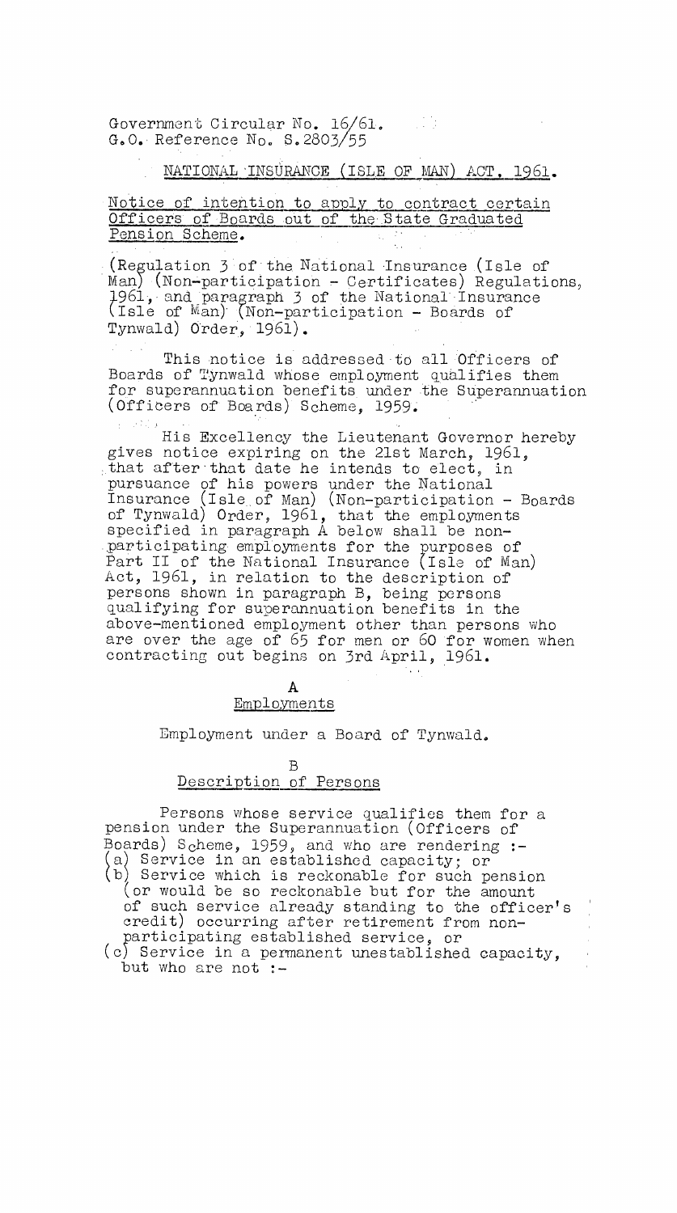Government Circular No. 16/61.
G.O. Reference No. S.2803/55

## NATIONAL INSURANCE (ISLE OF MAN) ACT, 1961.

Notice of intention to apply to contract certain Officers of Boards out of the State Graduated Pension Scheme.

(Regulation 3 of the National Insurance (Isle of Man) (Non-participation - Certificates) Regulations, 1961, and paragraph 3 of the National Insurance (Isle of Man) (Non-participation - Boards of Tynwald) Order, 1961).

This notice is addressed to all Officers of Boards of Tynwald whose employment qualifies them for superannuation benefits under the Superannuation (Officers of Boards) Scheme, 1959.

His Excellency the Lieutenant Governor hereby gives notice expiring on the 21st March, 1961, that after that date he intends to elect, in pursuance of his powers under the National Insurance (Isle of Man) (Non-participation - Boards of Tynwald) Order, 1961, that the employments specified in paragraph A below shall be non-participating employments for the purposes of Part II of the National Insurance (Isle of Man) Act, 1961, in relation to the description of persons shown in paragraph B, being persons qualifying for superannuation benefits in the above-mentioned employment other than persons who are over the age of 65 for men or 60 for women when contracting out begins on 3rd April, 1961.

### A
### Employments

Employment under a Board of Tynwald.

### B
### Description of Persons

Persons whose service qualifies them for a pension under the Superannuation (Officers of Boards) Scheme, 1959, and who are rendering :-

(a) Service in an established capacity; or
(b) Service which is reckonable for such pension (or would be so reckonable but for the amount of such service already standing to the officer's credit) occurring after retirement from non-participating established service, or
(c) Service in a permanent unestablished capacity, but who are not :-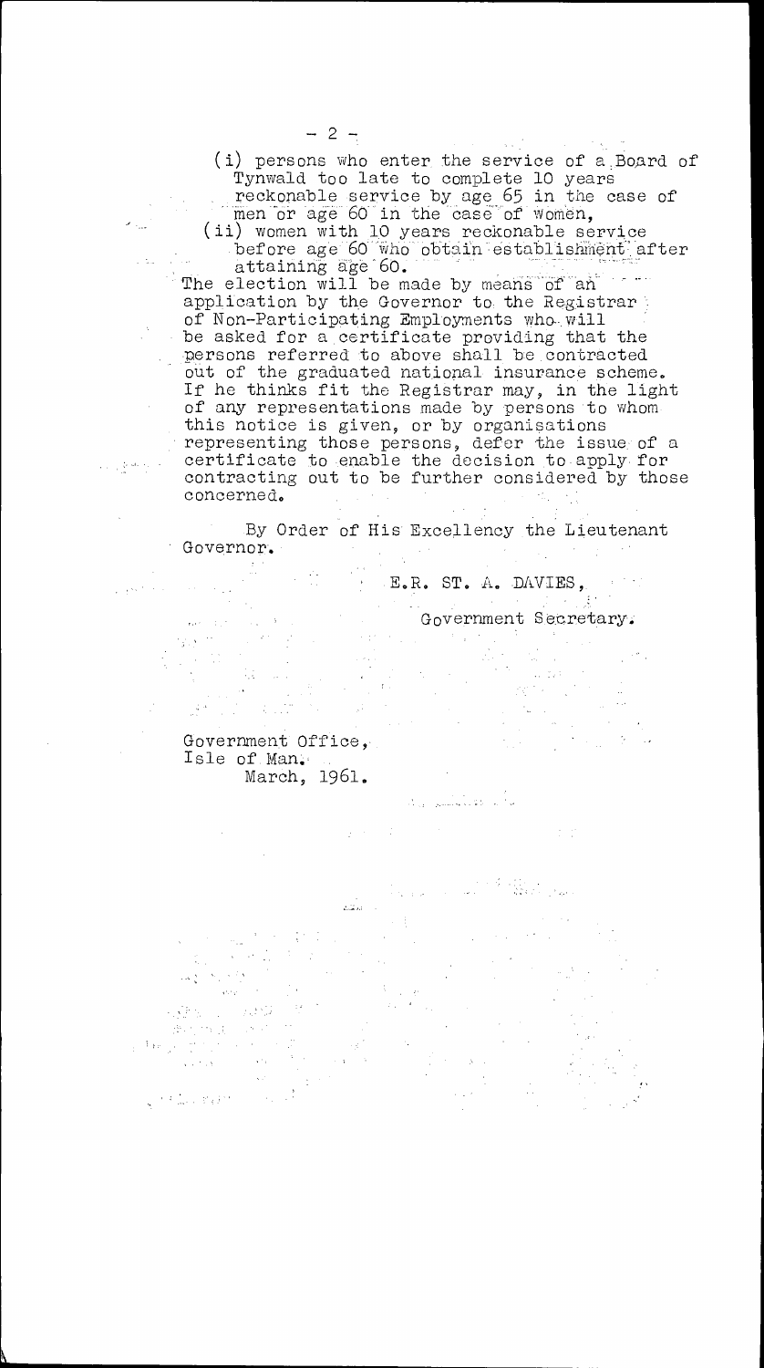(i) persons who enter the service of a Board of Tynwald too late to complete 10 years reckonable service by age 65 in the case of men or age 60 in the case of women,

(ii) women with 10 years reckonable service before age 60 who obtain establishment after attaining age 60.

The election will be made by means of an application by the Governor to the Registrar of Non-Participating Employments who will be asked for a certificate providing that the persons referred to above shall be contracted out of the graduated national insurance scheme. If he thinks fit the Registrar may, in the light of any representations made by persons to whom this notice is given, or by organisations representing those persons, defer the issue of a certificate to enable the decision to apply for contracting out to be further considered by those concerned.

By Order of His Excellency the Lieutenant Governor.

E.R. ST. A. DAVIES,

Government Secretary.

Government Office,
Isle of Man.
March, 1961.